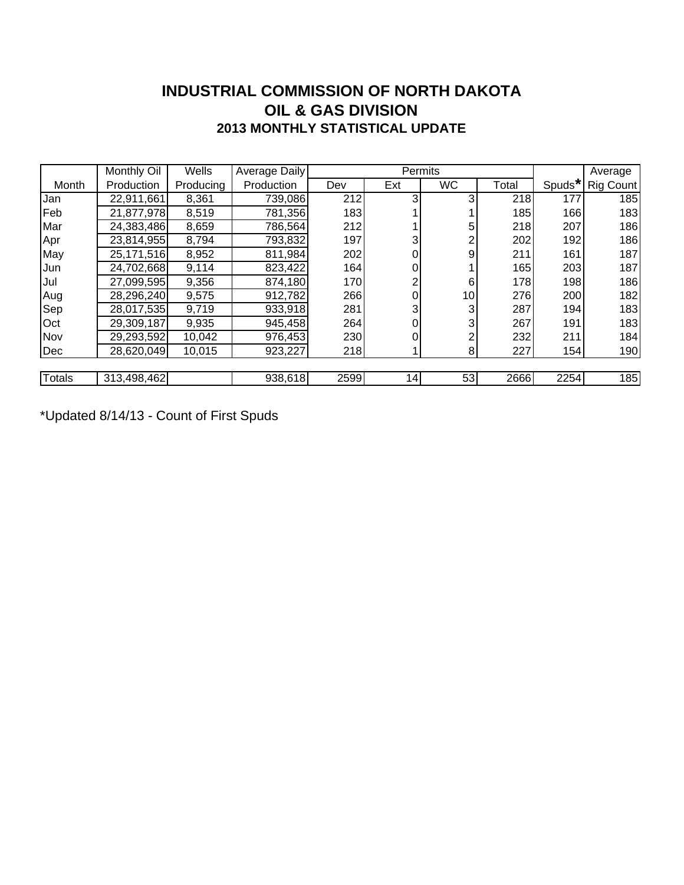# INDUSTRIAL COMMISSION OF NORTH DAKOTA
# OIL & GAS DIVISION
## 2013 MONTHLY STATISTICAL UPDATE

| | Monthly Oil | Wells | Average Daily | Permits | | | | | Average |
|---|---|---|---|---|---|---|---|---|---|
| Month | Production | Producing | Production | Dev | Ext | WC | Total | Spuds* | Rig Count |
| Jan | 22,911,661 | 8,361 | 739,086 | 212 | 3 | 3 | 218 | 177 | 185 |
| Feb | 21,877,978 | 8,519 | 781,356 | 183 | 1 | 1 | 185 | 166 | 183 |
| Mar | 24,383,486 | 8,659 | 786,564 | 212 | 1 | 5 | 218 | 207 | 186 |
| Apr | 23,814,955 | 8,794 | 793,832 | 197 | 3 | 2 | 202 | 192 | 186 |
| May | 25,171,516 | 8,952 | 811,984 | 202 | 0 | 9 | 211 | 161 | 187 |
| Jun | 24,702,668 | 9,114 | 823,422 | 164 | 0 | 1 | 165 | 203 | 187 |
| Jul | 27,099,595 | 9,356 | 874,180 | 170 | 2 | 6 | 178 | 198 | 186 |
| Aug | 28,296,240 | 9,575 | 912,782 | 266 | 0 | 10 | 276 | 200 | 182 |
| Sep | 28,017,535 | 9,719 | 933,918 | 281 | 3 | 3 | 287 | 194 | 183 |
| Oct | 29,309,187 | 9,935 | 945,458 | 264 | 0 | 3 | 267 | 191 | 183 |
| Nov | 29,293,592 | 10,042 | 976,453 | 230 | 0 | 2 | 232 | 211 | 184 |
| Dec | 28,620,049 | 10,015 | 923,227 | 218 | 1 | 8 | 227 | 154 | 190 |
| Totals | 313,498,462 | | 938,618 | 2599 | 14 | 53 | 2666 | 2254 | 185 |

*Updated 8/14/13 - Count of First Spuds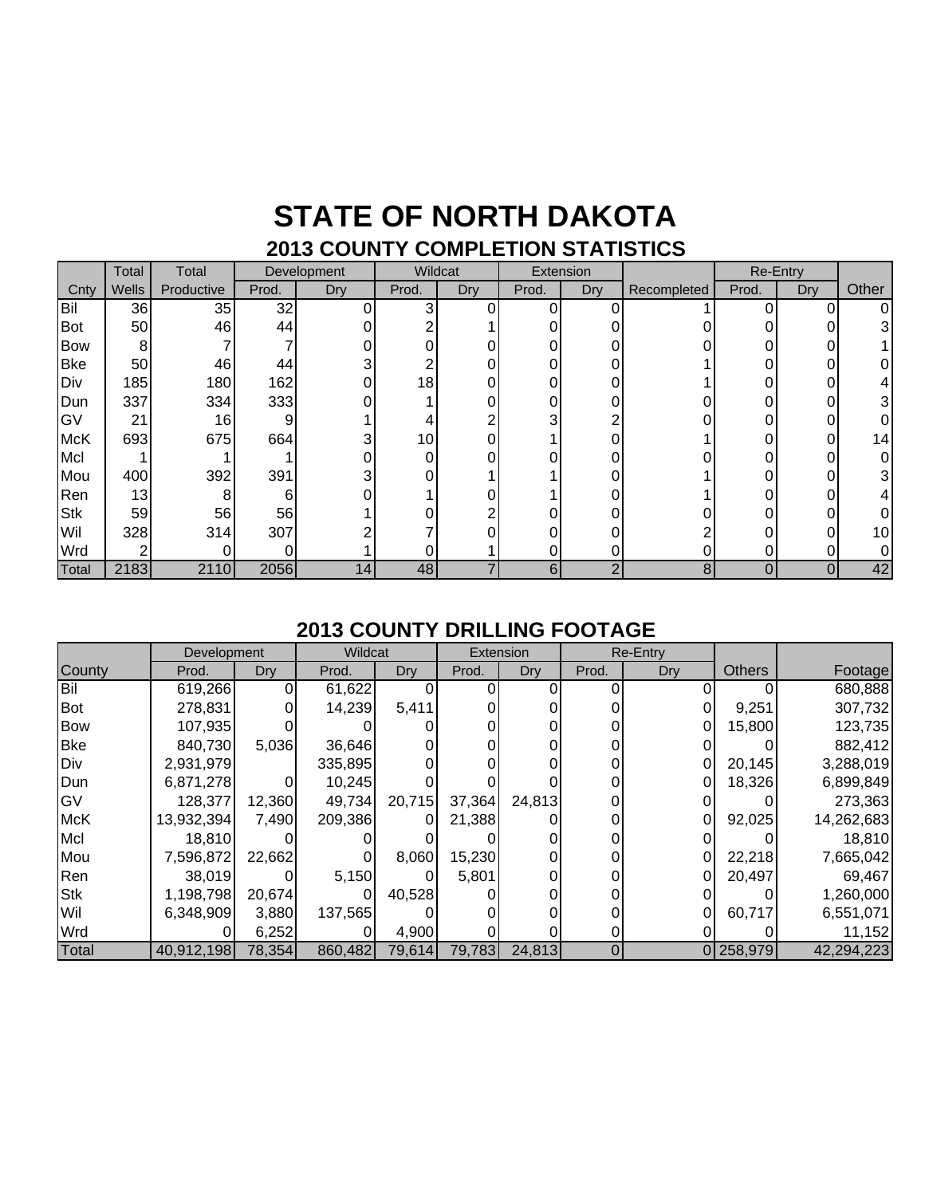# STATE OF NORTH DAKOTA

## 2013 COUNTY COMPLETION STATISTICS

| | Total | Total | Development | | Wildcat | | Extension | | | Re-Entry | | |
|---|---|---|---|---|---|---|---|---|---|---|---|---|
| Cnty | Wells | Productive | Prod. | Dry | Prod. | Dry | Prod. | Dry | Recompleted | Prod. | Dry | Other |
| Bil | 36 | 35 | 32 | 0 | 3 | 0 | 0 | 0 | 1 | 0 | 0 | 0 |
| Bot | 50 | 46 | 44 | 0 | 2 | 1 | 0 | 0 | 0 | 0 | 0 | 3 |
| Bow | 8 | 7 | 7 | 0 | 0 | 0 | 0 | 0 | 0 | 0 | 0 | 1 |
| Bke | 50 | 46 | 44 | 3 | 2 | 0 | 0 | 0 | 1 | 0 | 0 | 0 |
| Div | 185 | 180 | 162 | 0 | 18 | 0 | 0 | 0 | 1 | 0 | 0 | 4 |
| Dun | 337 | 334 | 333 | 0 | 1 | 0 | 0 | 0 | 0 | 0 | 0 | 3 |
| GV | 21 | 16 | 9 | 1 | 4 | 2 | 3 | 2 | 0 | 0 | 0 | 0 |
| McK | 693 | 675 | 664 | 3 | 10 | 0 | 1 | 0 | 1 | 0 | 0 | 14 |
| Mcl | 1 | 1 | 1 | 0 | 0 | 0 | 0 | 0 | 0 | 0 | 0 | 0 |
| Mou | 400 | 392 | 391 | 3 | 0 | 1 | 1 | 0 | 1 | 0 | 0 | 3 |
| Ren | 13 | 8 | 6 | 0 | 1 | 0 | 1 | 0 | 1 | 0 | 0 | 4 |
| Stk | 59 | 56 | 56 | 1 | 0 | 2 | 0 | 0 | 0 | 0 | 0 | 0 |
| Wil | 328 | 314 | 307 | 2 | 7 | 0 | 0 | 0 | 2 | 0 | 0 | 10 |
| Wrd | 2 | 0 | 0 | 1 | 0 | 1 | 0 | 0 | 0 | 0 | 0 | 0 |
| Total | 2183 | 2110 | 2056 | 14 | 48 | 7 | 6 | 2 | 8 | 0 | 0 | 42 |

## 2013 COUNTY DRILLING FOOTAGE

| | Development | | Wildcat | | Extension | | Re-Entry | | | |
|---|---|---|---|---|---|---|---|---|---|---|
| County | Prod. | Dry | Prod. | Dry | Prod. | Dry | Prod. | Dry | Others | Footage |
| Bil | 619,266 | 0 | 61,622 | 0 | 0 | 0 | 0 | 0 | 0 | 680,888 |
| Bot | 278,831 | 0 | 14,239 | 5,411 | 0 | 0 | 0 | 0 | 9,251 | 307,732 |
| Bow | 107,935 | 0 | 0 | 0 | 0 | 0 | 0 | 0 | 15,800 | 123,735 |
| Bke | 840,730 | 5,036 | 36,646 | 0 | 0 | 0 | 0 | 0 | 0 | 882,412 |
| Div | 2,931,979 | | 335,895 | 0 | 0 | 0 | 0 | 0 | 20,145 | 3,288,019 |
| Dun | 6,871,278 | 0 | 10,245 | 0 | 0 | 0 | 0 | 0 | 18,326 | 6,899,849 |
| GV | 128,377 | 12,360 | 49,734 | 20,715 | 37,364 | 24,813 | 0 | 0 | 0 | 273,363 |
| McK | 13,932,394 | 7,490 | 209,386 | 0 | 21,388 | 0 | 0 | 0 | 92,025 | 14,262,683 |
| Mcl | 18,810 | 0 | 0 | 0 | 0 | 0 | 0 | 0 | 0 | 18,810 |
| Mou | 7,596,872 | 22,662 | 0 | 8,060 | 15,230 | 0 | 0 | 0 | 22,218 | 7,665,042 |
| Ren | 38,019 | 0 | 5,150 | 0 | 5,801 | 0 | 0 | 0 | 20,497 | 69,467 |
| Stk | 1,198,798 | 20,674 | 0 | 40,528 | 0 | 0 | 0 | 0 | 0 | 1,260,000 |
| Wil | 6,348,909 | 3,880 | 137,565 | 0 | 0 | 0 | 0 | 0 | 60,717 | 6,551,071 |
| Wrd | 0 | 6,252 | 0 | 4,900 | 0 | 0 | 0 | 0 | 0 | 11,152 |
| Total | 40,912,198 | 78,354 | 860,482 | 79,614 | 79,783 | 24,813 | 0 | 0 | 258,979 | 42,294,223 |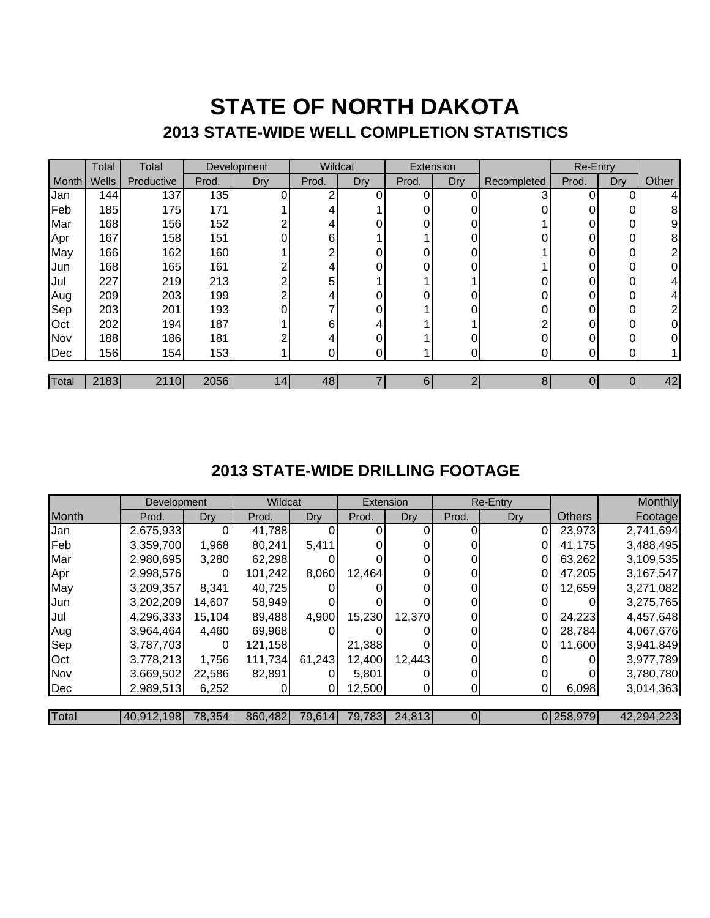# STATE OF NORTH DAKOTA

## 2013 STATE-WIDE WELL COMPLETION STATISTICS

| | Total | Total | Development | | Wildcat | | Extension | | | Re-Entry | | |
|---|---|---|---|---|---|---|---|---|---|---|---|---|
| Month | Wells | Productive | Prod. | Dry | Prod. | Dry | Prod. | Dry | Recompleted | Prod. | Dry | Other |
| Jan | 144 | 137 | 135 | 0 | 2 | 0 | 0 | 0 | 3 | 0 | 0 | 4 |
| Feb | 185 | 175 | 171 | 1 | 4 | 1 | 0 | 0 | 0 | 0 | 0 | 8 |
| Mar | 168 | 156 | 152 | 2 | 4 | 0 | 0 | 0 | 1 | 0 | 0 | 9 |
| Apr | 167 | 158 | 151 | 0 | 6 | 1 | 1 | 0 | 0 | 0 | 0 | 8 |
| May | 166 | 162 | 160 | 1 | 2 | 0 | 0 | 0 | 1 | 0 | 0 | 2 |
| Jun | 168 | 165 | 161 | 2 | 4 | 0 | 0 | 0 | 1 | 0 | 0 | 0 |
| Jul | 227 | 219 | 213 | 2 | 5 | 1 | 1 | 1 | 0 | 0 | 0 | 4 |
| Aug | 209 | 203 | 199 | 2 | 4 | 0 | 0 | 0 | 0 | 0 | 0 | 4 |
| Sep | 203 | 201 | 193 | 0 | 7 | 0 | 1 | 0 | 0 | 0 | 0 | 2 |
| Oct | 202 | 194 | 187 | 1 | 6 | 4 | 1 | 1 | 2 | 0 | 0 | 0 |
| Nov | 188 | 186 | 181 | 2 | 4 | 0 | 1 | 0 | 0 | 0 | 0 | 0 |
| Dec | 156 | 154 | 153 | 1 | 0 | 0 | 1 | 0 | 0 | 0 | 0 | 1 |
| Total | 2183 | 2110 | 2056 | 14 | 48 | 7 | 6 | 2 | 8 | 0 | 0 | 42 |

## 2013 STATE-WIDE DRILLING FOOTAGE

| | Development | | Wildcat | | Extension | | Re-Entry | | | Monthly |
|---|---|---|---|---|---|---|---|---|---|---|
| Month | Prod. | Dry | Prod. | Dry | Prod. | Dry | Prod. | Dry | Others | Footage |
| Jan | 2,675,933 | 0 | 41,788 | 0 | 0 | 0 | 0 | 0 | 23,973 | 2,741,694 |
| Feb | 3,359,700 | 1,968 | 80,241 | 5,411 | 0 | 0 | 0 | 0 | 41,175 | 3,488,495 |
| Mar | 2,980,695 | 3,280 | 62,298 | 0 | 0 | 0 | 0 | 0 | 63,262 | 3,109,535 |
| Apr | 2,998,576 | 0 | 101,242 | 8,060 | 12,464 | 0 | 0 | 0 | 47,205 | 3,167,547 |
| May | 3,209,357 | 8,341 | 40,725 | 0 | 0 | 0 | 0 | 0 | 12,659 | 3,271,082 |
| Jun | 3,202,209 | 14,607 | 58,949 | 0 | 0 | 0 | 0 | 0 | 0 | 3,275,765 |
| Jul | 4,296,333 | 15,104 | 89,488 | 4,900 | 15,230 | 12,370 | 0 | 0 | 24,223 | 4,457,648 |
| Aug | 3,964,464 | 4,460 | 69,968 | 0 | 0 | 0 | 0 | 0 | 28,784 | 4,067,676 |
| Sep | 3,787,703 | 0 | 121,158 | | 21,388 | 0 | 0 | 0 | 11,600 | 3,941,849 |
| Oct | 3,778,213 | 1,756 | 111,734 | 61,243 | 12,400 | 12,443 | 0 | 0 | 0 | 3,977,789 |
| Nov | 3,669,502 | 22,586 | 82,891 | 0 | 5,801 | 0 | 0 | 0 | 0 | 3,780,780 |
| Dec | 2,989,513 | 6,252 | 0 | 0 | 12,500 | 0 | 0 | 0 | 6,098 | 3,014,363 |
| Total | 40,912,198 | 78,354 | 860,482 | 79,614 | 79,783 | 24,813 | 0 | 0 | 258,979 | 42,294,223 |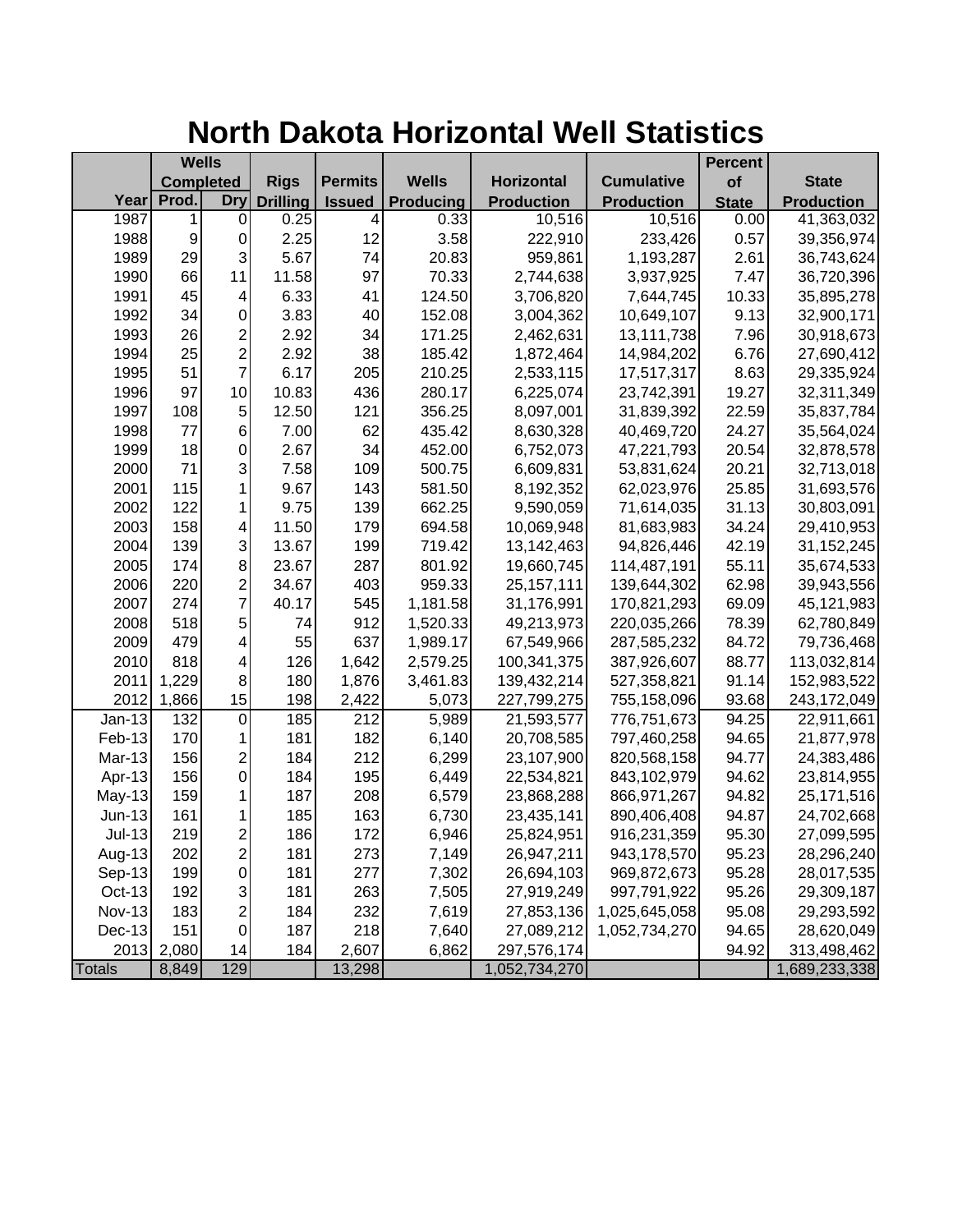# North Dakota Horizontal Well Statistics

| | Wells Completed | | Rigs | Permits | Wells | Horizontal | Cumulative | Percent of | State |
|---|---|---|---|---|---|---|---|---|---|
| Year | Prod. | Dry | Drilling | Issued | Producing | Production | Production | State | Production |
| 1987 | 1 | 0 | 0.25 | 4 | 0.33 | 10,516 | 10,516 | 0.00 | 41,363,032 |
| 1988 | 9 | 0 | 2.25 | 12 | 3.58 | 222,910 | 233,426 | 0.57 | 39,356,974 |
| 1989 | 29 | 3 | 5.67 | 74 | 20.83 | 959,861 | 1,193,287 | 2.61 | 36,743,624 |
| 1990 | 66 | 11 | 11.58 | 97 | 70.33 | 2,744,638 | 3,937,925 | 7.47 | 36,720,396 |
| 1991 | 45 | 4 | 6.33 | 41 | 124.50 | 3,706,820 | 7,644,745 | 10.33 | 35,895,278 |
| 1992 | 34 | 0 | 3.83 | 40 | 152.08 | 3,004,362 | 10,649,107 | 9.13 | 32,900,171 |
| 1993 | 26 | 2 | 2.92 | 34 | 171.25 | 2,462,631 | 13,111,738 | 7.96 | 30,918,673 |
| 1994 | 25 | 2 | 2.92 | 38 | 185.42 | 1,872,464 | 14,984,202 | 6.76 | 27,690,412 |
| 1995 | 51 | 7 | 6.17 | 205 | 210.25 | 2,533,115 | 17,517,317 | 8.63 | 29,335,924 |
| 1996 | 97 | 10 | 10.83 | 436 | 280.17 | 6,225,074 | 23,742,391 | 19.27 | 32,311,349 |
| 1997 | 108 | 5 | 12.50 | 121 | 356.25 | 8,097,001 | 31,839,392 | 22.59 | 35,837,784 |
| 1998 | 77 | 6 | 7.00 | 62 | 435.42 | 8,630,328 | 40,469,720 | 24.27 | 35,564,024 |
| 1999 | 18 | 0 | 2.67 | 34 | 452.00 | 6,752,073 | 47,221,793 | 20.54 | 32,878,578 |
| 2000 | 71 | 3 | 7.58 | 109 | 500.75 | 6,609,831 | 53,831,624 | 20.21 | 32,713,018 |
| 2001 | 115 | 1 | 9.67 | 143 | 581.50 | 8,192,352 | 62,023,976 | 25.85 | 31,693,576 |
| 2002 | 122 | 1 | 9.75 | 139 | 662.25 | 9,590,059 | 71,614,035 | 31.13 | 30,803,091 |
| 2003 | 158 | 4 | 11.50 | 179 | 694.58 | 10,069,948 | 81,683,983 | 34.24 | 29,410,953 |
| 2004 | 139 | 3 | 13.67 | 199 | 719.42 | 13,142,463 | 94,826,446 | 42.19 | 31,152,245 |
| 2005 | 174 | 8 | 23.67 | 287 | 801.92 | 19,660,745 | 114,487,191 | 55.11 | 35,674,533 |
| 2006 | 220 | 2 | 34.67 | 403 | 959.33 | 25,157,111 | 139,644,302 | 62.98 | 39,943,556 |
| 2007 | 274 | 7 | 40.17 | 545 | 1,181.58 | 31,176,991 | 170,821,293 | 69.09 | 45,121,983 |
| 2008 | 518 | 5 | 74 | 912 | 1,520.33 | 49,213,973 | 220,035,266 | 78.39 | 62,780,849 |
| 2009 | 479 | 4 | 55 | 637 | 1,989.17 | 67,549,966 | 287,585,232 | 84.72 | 79,736,468 |
| 2010 | 818 | 4 | 126 | 1,642 | 2,579.25 | 100,341,375 | 387,926,607 | 88.77 | 113,032,814 |
| 2011 | 1,229 | 8 | 180 | 1,876 | 3,461.83 | 139,432,214 | 527,358,821 | 91.14 | 152,983,522 |
| 2012 | 1,866 | 15 | 198 | 2,422 | 5,073 | 227,799,275 | 755,158,096 | 93.68 | 243,172,049 |
| Jan-13 | 132 | 0 | 185 | 212 | 5,989 | 21,593,577 | 776,751,673 | 94.25 | 22,911,661 |
| Feb-13 | 170 | 1 | 181 | 182 | 6,140 | 20,708,585 | 797,460,258 | 94.65 | 21,877,978 |
| Mar-13 | 156 | 2 | 184 | 212 | 6,299 | 23,107,900 | 820,568,158 | 94.77 | 24,383,486 |
| Apr-13 | 156 | 0 | 184 | 195 | 6,449 | 22,534,821 | 843,102,979 | 94.62 | 23,814,955 |
| May-13 | 159 | 1 | 187 | 208 | 6,579 | 23,868,288 | 866,971,267 | 94.82 | 25,171,516 |
| Jun-13 | 161 | 1 | 185 | 163 | 6,730 | 23,435,141 | 890,406,408 | 94.87 | 24,702,668 |
| Jul-13 | 219 | 2 | 186 | 172 | 6,946 | 25,824,951 | 916,231,359 | 95.30 | 27,099,595 |
| Aug-13 | 202 | 2 | 181 | 273 | 7,149 | 26,947,211 | 943,178,570 | 95.23 | 28,296,240 |
| Sep-13 | 199 | 0 | 181 | 277 | 7,302 | 26,694,103 | 969,872,673 | 95.28 | 28,017,535 |
| Oct-13 | 192 | 3 | 181 | 263 | 7,505 | 27,919,249 | 997,791,922 | 95.26 | 29,309,187 |
| Nov-13 | 183 | 2 | 184 | 232 | 7,619 | 27,853,136 | 1,025,645,058 | 95.08 | 29,293,592 |
| Dec-13 | 151 | 0 | 187 | 218 | 7,640 | 27,089,212 | 1,052,734,270 | 94.65 | 28,620,049 |
| 2013 | 2,080 | 14 | 184 | 2,607 | 6,862 | 297,576,174 | | 94.92 | 313,498,462 |
| Totals | 8,849 | 129 | | 13,298 | | 1,052,734,270 | | | 1,689,233,338 |